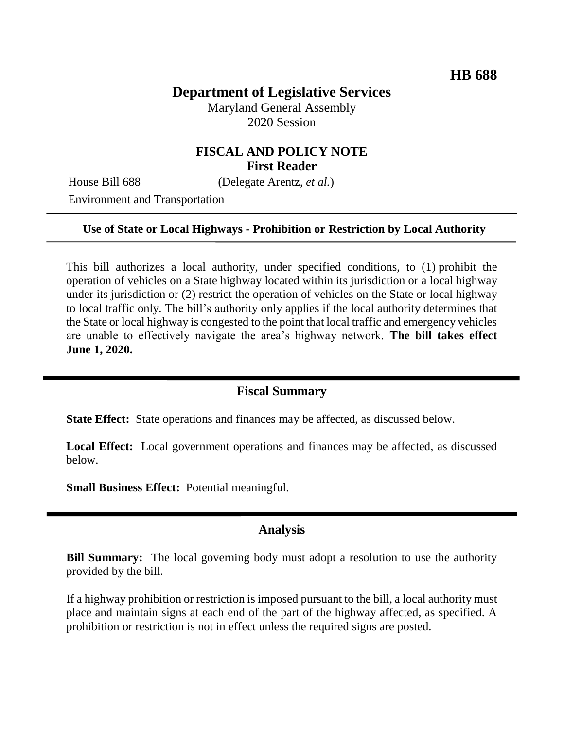**HB 688**

# Department of Legislative Services

Maryland General Assembly
2020 Session

## FISCAL AND POLICY NOTE
**First Reader**

House Bill 688 (Delegate Arentz, *et al.*)

Environment and Transportation

---

**Use of State or Local Highways - Prohibition or Restriction by Local Authority**

---

This bill authorizes a local authority, under specified conditions, to (1) prohibit the operation of vehicles on a State highway located within its jurisdiction or a local highway under its jurisdiction or (2) restrict the operation of vehicles on the State or local highway to local traffic only. The bill's authority only applies if the local authority determines that the State or local highway is congested to the point that local traffic and emergency vehicles are unable to effectively navigate the area's highway network. **The bill takes effect June 1, 2020.**

---

## Fiscal Summary

**State Effect:** State operations and finances may be affected, as discussed below.

**Local Effect:** Local government operations and finances may be affected, as discussed below.

**Small Business Effect:** Potential meaningful.

---

## Analysis

**Bill Summary:** The local governing body must adopt a resolution to use the authority provided by the bill.

If a highway prohibition or restriction is imposed pursuant to the bill, a local authority must place and maintain signs at each end of the part of the highway affected, as specified. A prohibition or restriction is not in effect unless the required signs are posted.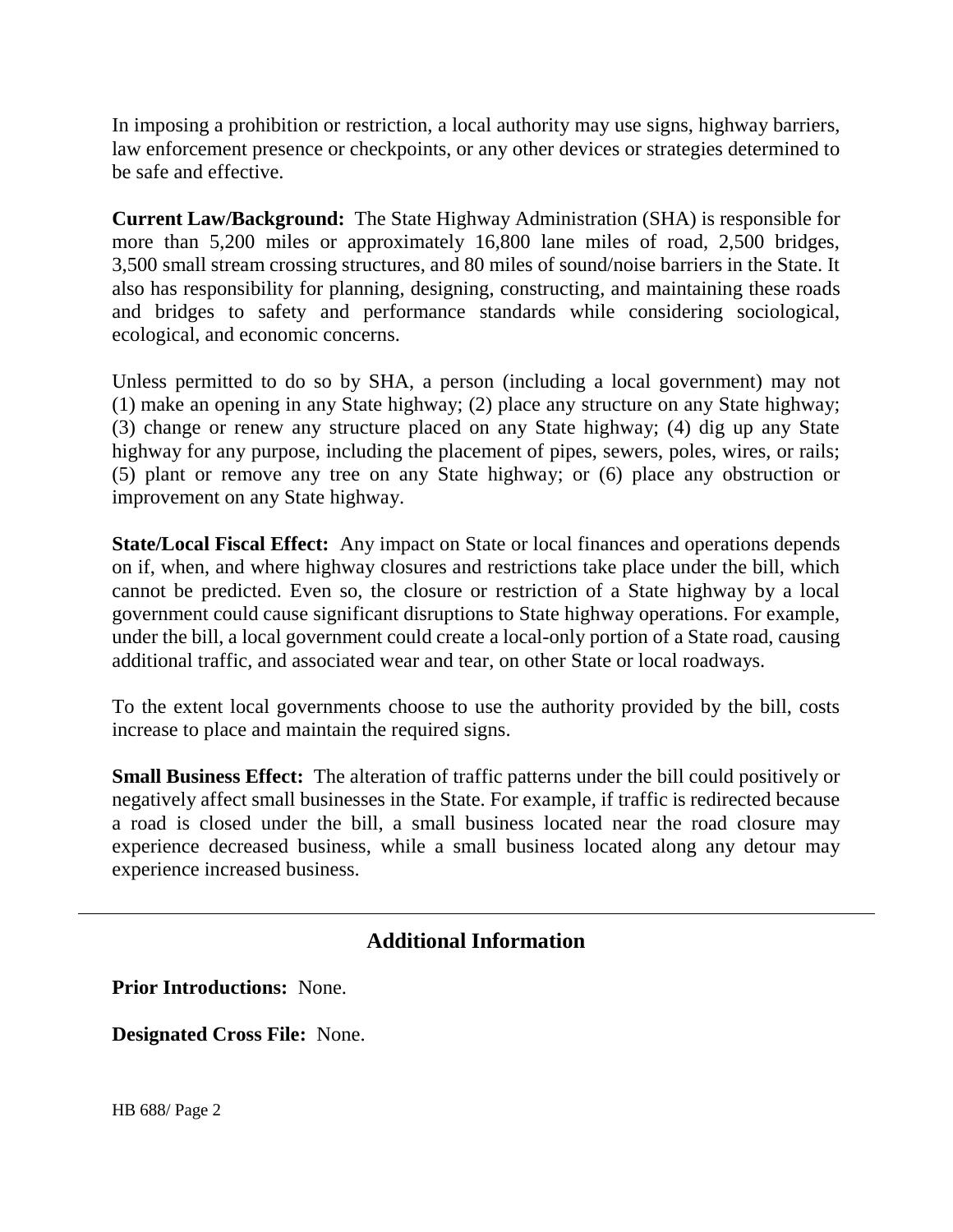In imposing a prohibition or restriction, a local authority may use signs, highway barriers, law enforcement presence or checkpoints, or any other devices or strategies determined to be safe and effective.

**Current Law/Background:** The State Highway Administration (SHA) is responsible for more than 5,200 miles or approximately 16,800 lane miles of road, 2,500 bridges, 3,500 small stream crossing structures, and 80 miles of sound/noise barriers in the State. It also has responsibility for planning, designing, constructing, and maintaining these roads and bridges to safety and performance standards while considering sociological, ecological, and economic concerns.

Unless permitted to do so by SHA, a person (including a local government) may not (1) make an opening in any State highway; (2) place any structure on any State highway; (3) change or renew any structure placed on any State highway; (4) dig up any State highway for any purpose, including the placement of pipes, sewers, poles, wires, or rails; (5) plant or remove any tree on any State highway; or (6) place any obstruction or improvement on any State highway.

**State/Local Fiscal Effect:** Any impact on State or local finances and operations depends on if, when, and where highway closures and restrictions take place under the bill, which cannot be predicted. Even so, the closure or restriction of a State highway by a local government could cause significant disruptions to State highway operations. For example, under the bill, a local government could create a local-only portion of a State road, causing additional traffic, and associated wear and tear, on other State or local roadways.

To the extent local governments choose to use the authority provided by the bill, costs increase to place and maintain the required signs.

**Small Business Effect:** The alteration of traffic patterns under the bill could positively or negatively affect small businesses in the State. For example, if traffic is redirected because a road is closed under the bill, a small business located near the road closure may experience decreased business, while a small business located along any detour may experience increased business.

---

## Additional Information

**Prior Introductions:** None.

**Designated Cross File:** None.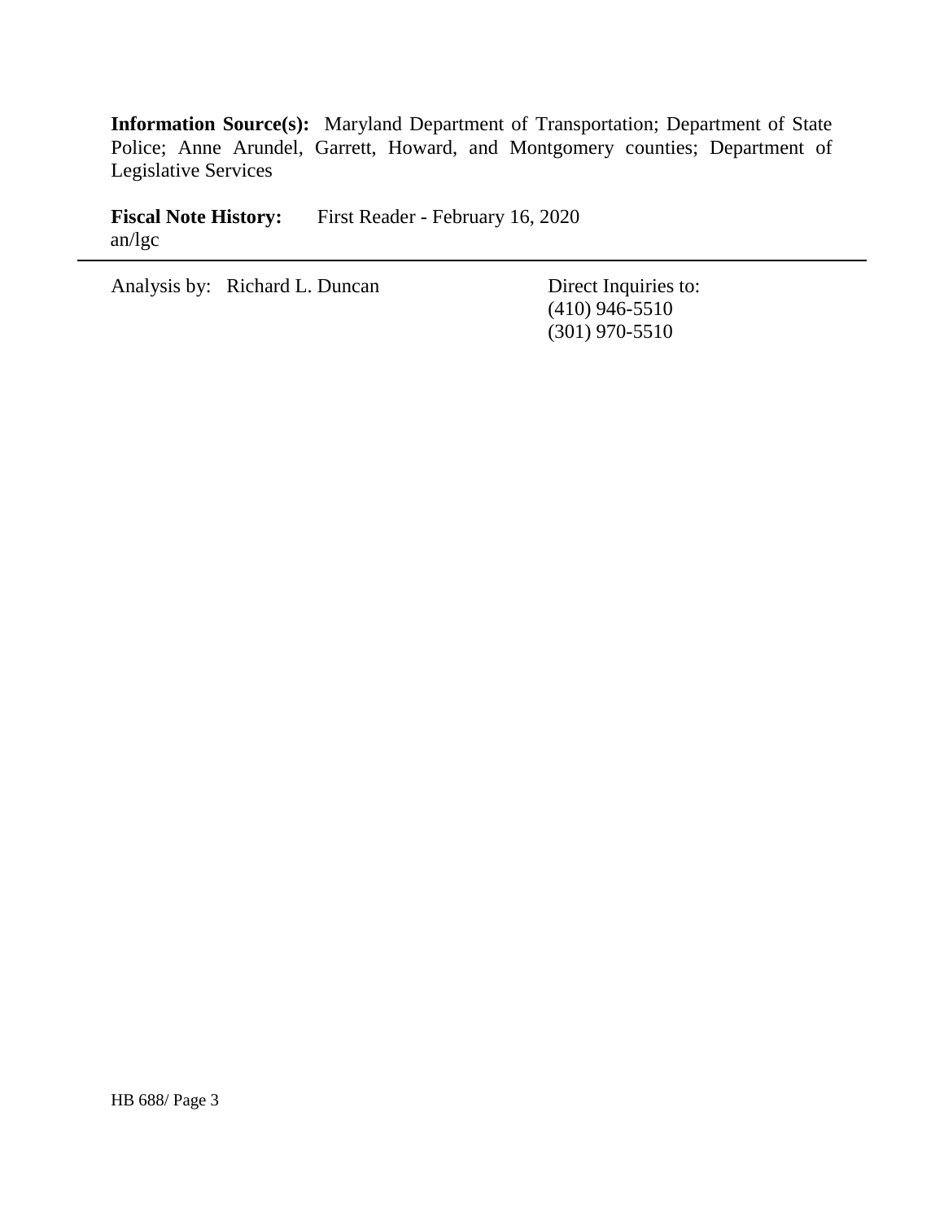**Information Source(s):** Maryland Department of Transportation; Department of State Police; Anne Arundel, Garrett, Howard, and Montgomery counties; Department of Legislative Services

**Fiscal Note History:** First Reader - February 16, 2020
an/lgc

---

Analysis by: Richard L. Duncan

Direct Inquiries to:
(410) 946-5510
(301) 970-5510